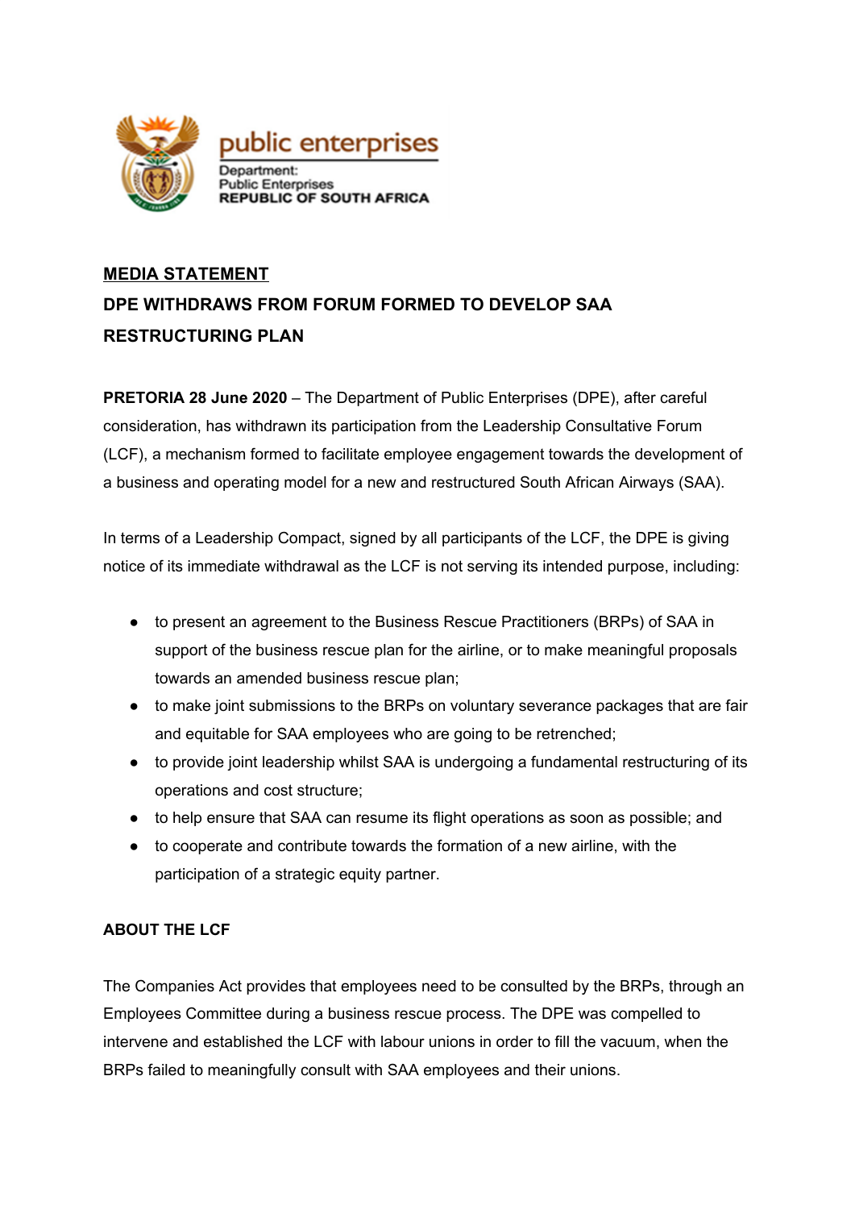public enterprises

Department:
Public Enterprises
REPUBLIC OF SOUTH AFRICA

**MEDIA STATEMENT**

**DPE WITHDRAWS FROM FORUM FORMED TO DEVELOP SAA RESTRUCTURING PLAN**

**PRETORIA 28 June 2020** – The Department of Public Enterprises (DPE), after careful consideration, has withdrawn its participation from the Leadership Consultative Forum (LCF), a mechanism formed to facilitate employee engagement towards the development of a business and operating model for a new and restructured South African Airways (SAA).

In terms of a Leadership Compact, signed by all participants of the LCF, the DPE is giving notice of its immediate withdrawal as the LCF is not serving its intended purpose, including:

- to present an agreement to the Business Rescue Practitioners (BRPs) of SAA in support of the business rescue plan for the airline, or to make meaningful proposals towards an amended business rescue plan;
- to make joint submissions to the BRPs on voluntary severance packages that are fair and equitable for SAA employees who are going to be retrenched;
- to provide joint leadership whilst SAA is undergoing a fundamental restructuring of its operations and cost structure;
- to help ensure that SAA can resume its flight operations as soon as possible; and
- to cooperate and contribute towards the formation of a new airline, with the participation of a strategic equity partner.

**ABOUT THE LCF**

The Companies Act provides that employees need to be consulted by the BRPs, through an Employees Committee during a business rescue process. The DPE was compelled to intervene and established the LCF with labour unions in order to fill the vacuum, when the BRPs failed to meaningfully consult with SAA employees and their unions.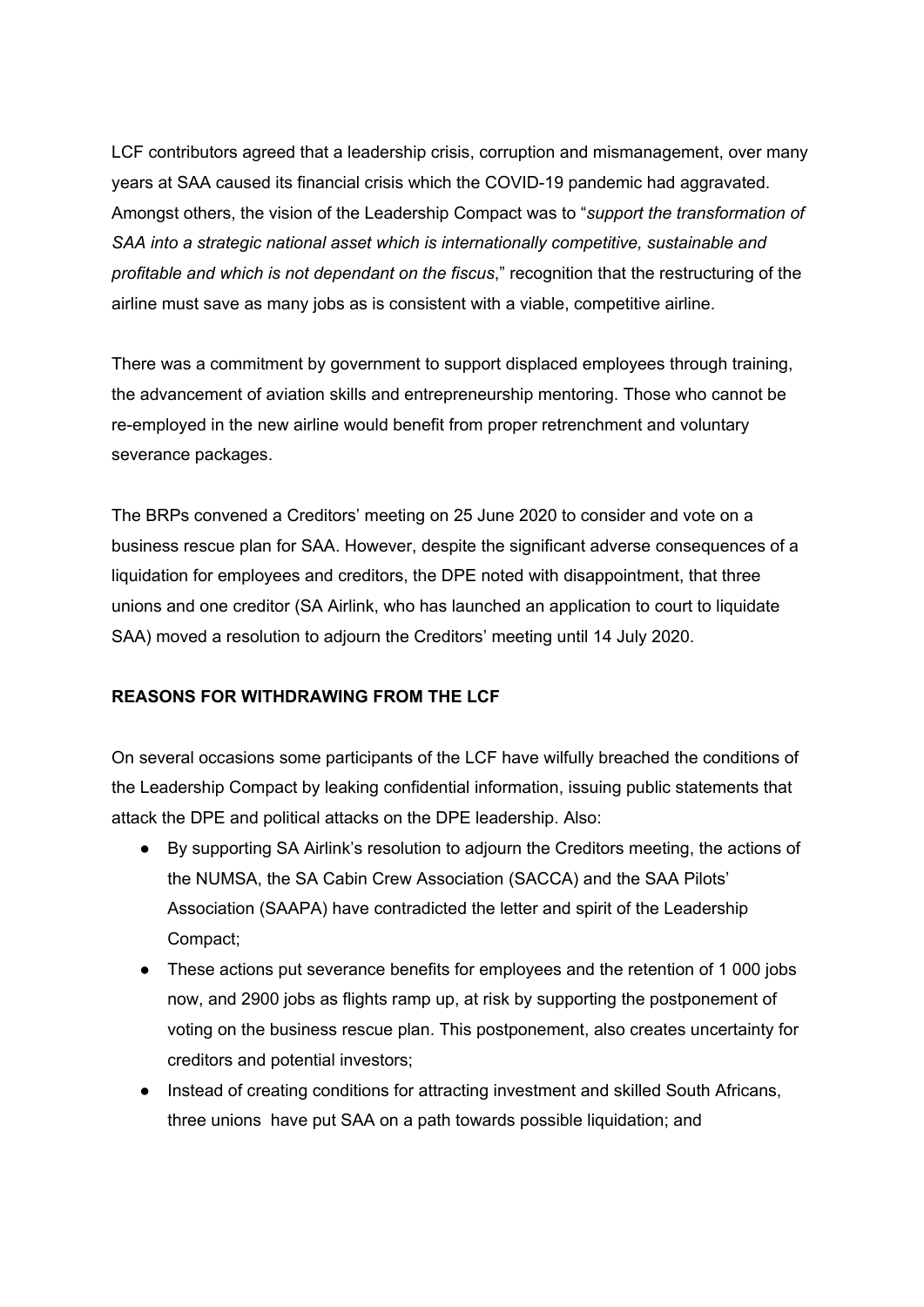LCF contributors agreed that a leadership crisis, corruption and mismanagement, over many years at SAA caused its financial crisis which the COVID-19 pandemic had aggravated. Amongst others, the vision of the Leadership Compact was to "*support the transformation of SAA into a strategic national asset which is internationally competitive, sustainable and profitable and which is not dependant on the fiscus*," recognition that the restructuring of the airline must save as many jobs as is consistent with a viable, competitive airline.

There was a commitment by government to support displaced employees through training, the advancement of aviation skills and entrepreneurship mentoring. Those who cannot be re-employed in the new airline would benefit from proper retrenchment and voluntary severance packages.

The BRPs convened a Creditors' meeting on 25 June 2020 to consider and vote on a business rescue plan for SAA. However, despite the significant adverse consequences of a liquidation for employees and creditors, the DPE noted with disappointment, that three unions and one creditor (SA Airlink, who has launched an application to court to liquidate SAA) moved a resolution to adjourn the Creditors' meeting until 14 July 2020.

**REASONS FOR WITHDRAWING FROM THE LCF**

On several occasions some participants of the LCF have wilfully breached the conditions of the Leadership Compact by leaking confidential information, issuing public statements that attack the DPE and political attacks on the DPE leadership. Also:

- By supporting SA Airlink's resolution to adjourn the Creditors meeting, the actions of the NUMSA, the SA Cabin Crew Association (SACCA) and the SAA Pilots' Association (SAAPA) have contradicted the letter and spirit of the Leadership Compact;
- These actions put severance benefits for employees and the retention of 1 000 jobs now, and 2900 jobs as flights ramp up, at risk by supporting the postponement of voting on the business rescue plan. This postponement, also creates uncertainty for creditors and potential investors;
- Instead of creating conditions for attracting investment and skilled South Africans, three unions have put SAA on a path towards possible liquidation; and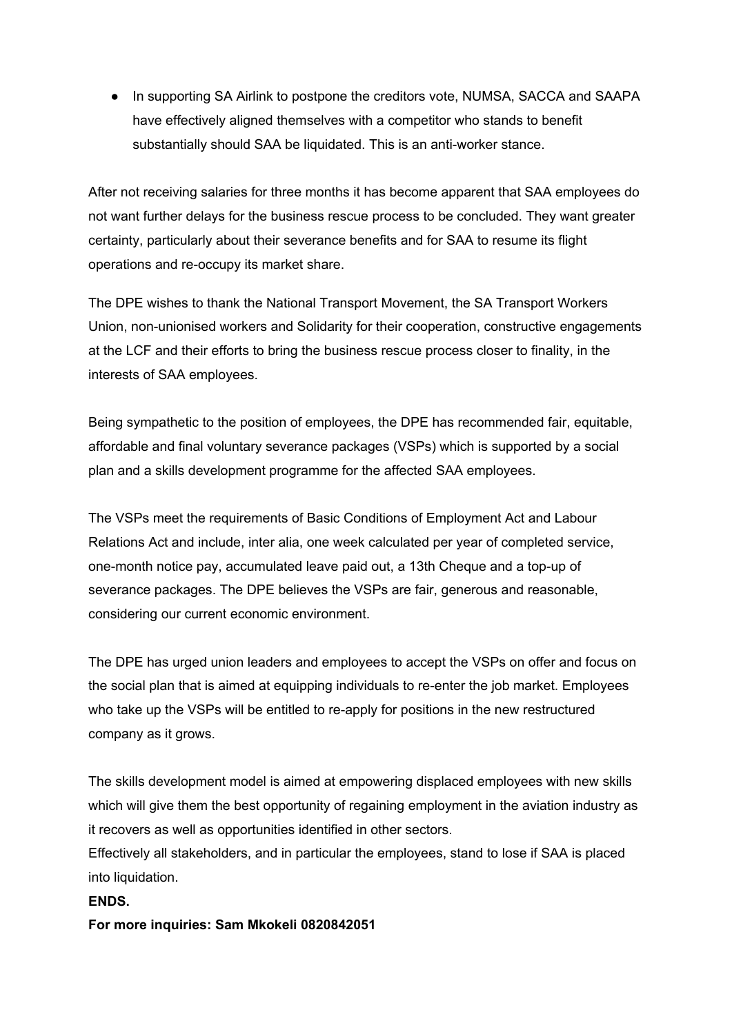- In supporting SA Airlink to postpone the creditors vote, NUMSA, SACCA and SAAPA have effectively aligned themselves with a competitor who stands to benefit substantially should SAA be liquidated. This is an anti-worker stance.

After not receiving salaries for three months it has become apparent that SAA employees do not want further delays for the business rescue process to be concluded. They want greater certainty, particularly about their severance benefits and for SAA to resume its flight operations and re-occupy its market share.

The DPE wishes to thank the National Transport Movement, the SA Transport Workers Union, non-unionised workers and Solidarity for their cooperation, constructive engagements at the LCF and their efforts to bring the business rescue process closer to finality, in the interests of SAA employees.

Being sympathetic to the position of employees, the DPE has recommended fair, equitable, affordable and final voluntary severance packages (VSPs) which is supported by a social plan and a skills development programme for the affected SAA employees.

The VSPs meet the requirements of Basic Conditions of Employment Act and Labour Relations Act and include, inter alia, one week calculated per year of completed service, one-month notice pay, accumulated leave paid out, a 13th Cheque and a top-up of severance packages. The DPE believes the VSPs are fair, generous and reasonable, considering our current economic environment.

The DPE has urged union leaders and employees to accept the VSPs on offer and focus on the social plan that is aimed at equipping individuals to re-enter the job market. Employees who take up the VSPs will be entitled to re-apply for positions in the new restructured company as it grows.

The skills development model is aimed at empowering displaced employees with new skills which will give them the best opportunity of regaining employment in the aviation industry as it recovers as well as opportunities identified in other sectors.
Effectively all stakeholders, and in particular the employees, stand to lose if SAA is placed into liquidation.

**ENDS.**

**For more inquiries: Sam Mkokeli 0820842051**